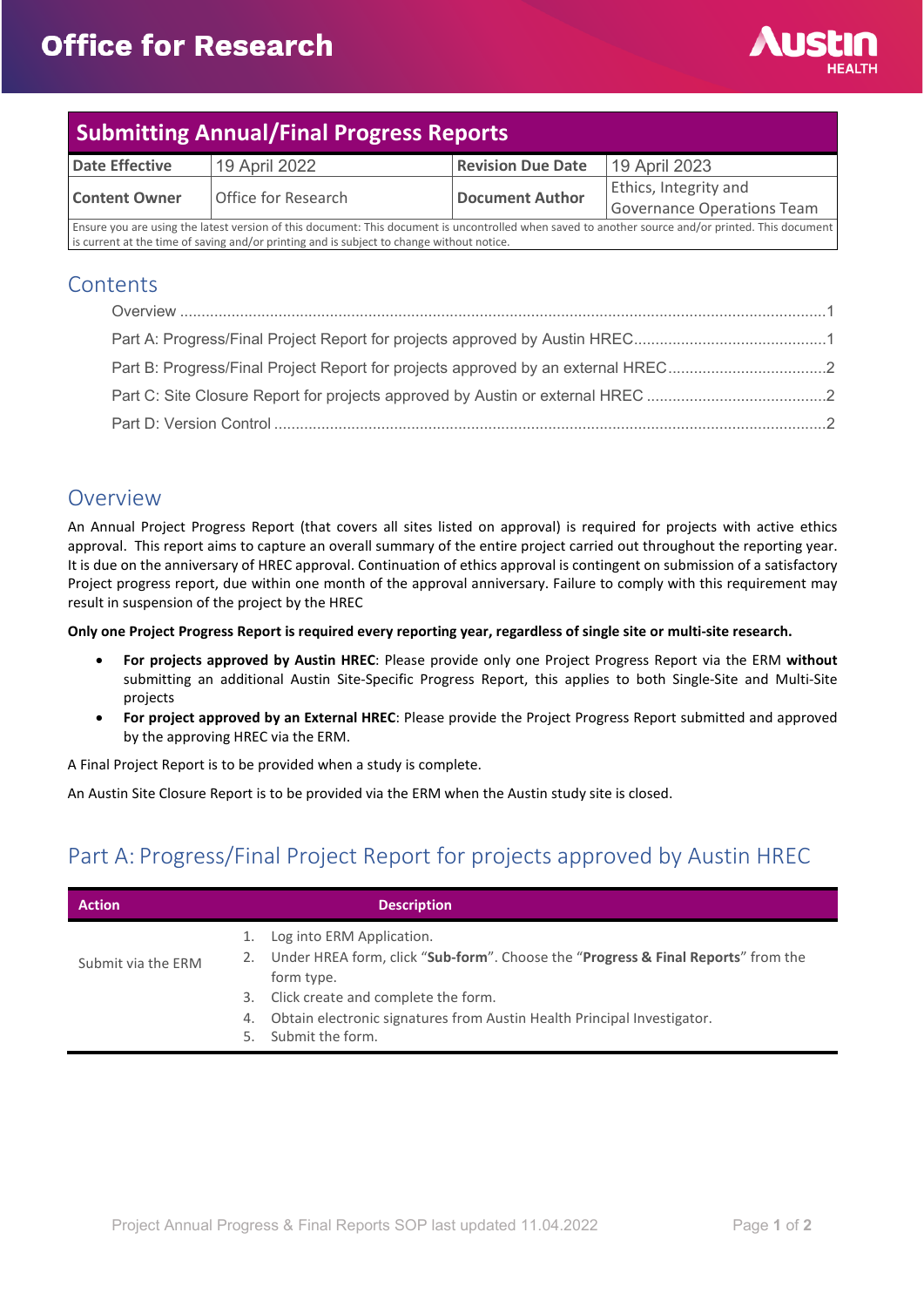# Office for Research

## Submitting Annual/Final Progress Reports

| Date Effective | 19 April 2022 | Revision Due Date | 19 April 2023 |
|---|---|---|---|
| Content Owner | Office for Research | Document Author | Ethics, Integrity and Governance Operations Team |

Ensure you are using the latest version of this document: This document is uncontrolled when saved to another source and/or printed. This document is current at the time of saving and/or printing and is subject to change without notice.

## Contents

- Overview ....... 1
- Part A: Progress/Final Project Report for projects approved by Austin HREC ....... 1
- Part B: Progress/Final Project Report for projects approved by an external HREC ....... 2
- Part C: Site Closure Report for projects approved by Austin or external HREC ....... 2
- Part D: Version Control ....... 2

## Overview

An Annual Project Progress Report (that covers all sites listed on approval) is required for projects with active ethics approval. This report aims to capture an overall summary of the entire project carried out throughout the reporting year. It is due on the anniversary of HREC approval. Continuation of ethics approval is contingent on submission of a satisfactory Project progress report, due within one month of the approval anniversary. Failure to comply with this requirement may result in suspension of the project by the HREC

**Only one Project Progress Report is required every reporting year, regardless of single site or multi-site research.**

- **For projects approved by Austin HREC**: Please provide only one Project Progress Report via the ERM **without** submitting an additional Austin Site-Specific Progress Report, this applies to both Single-Site and Multi-Site projects
- **For project approved by an External HREC**: Please provide the Project Progress Report submitted and approved by the approving HREC via the ERM.

A Final Project Report is to be provided when a study is complete.

An Austin Site Closure Report is to be provided via the ERM when the Austin study site is closed.

## Part A: Progress/Final Project Report for projects approved by Austin HREC

| Action | Description |
|---|---|
| Submit via the ERM | 1. Log into ERM Application.<br>2. Under HREA form, click "**Sub-form**". Choose the "**Progress & Final Reports**" from the form type.<br>3. Click create and complete the form.<br>4. Obtain electronic signatures from Austin Health Principal Investigator.<br>5. Submit the form. |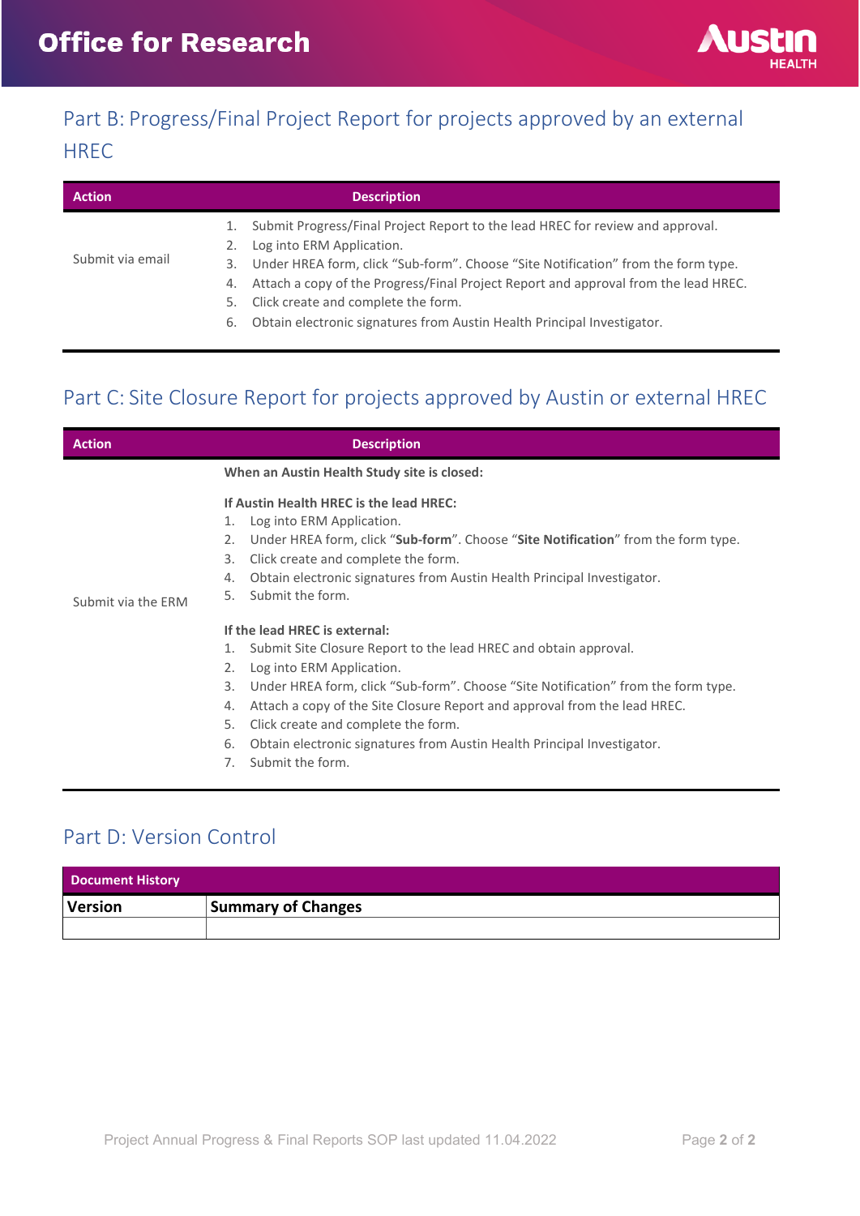## Part B: Progress/Final Project Report for projects approved by an external HREC

| Action | Description |
| --- | --- |
| Submit via email | 1. Submit Progress/Final Project Report to the lead HREC for review and approval.<br>2. Log into ERM Application.<br>3. Under HREA form, click "Sub-form". Choose "Site Notification" from the form type.<br>4. Attach a copy of the Progress/Final Project Report and approval from the lead HREC.<br>5. Click create and complete the form.<br>6. Obtain electronic signatures from Austin Health Principal Investigator. |

## Part C: Site Closure Report for projects approved by Austin or external HREC

| Action | Description |
| --- | --- |
| Submit via the ERM | **When an Austin Health Study site is closed:**<br><br>**If Austin Health HREC is the lead HREC:**<br>1. Log into ERM Application.<br>2. Under HREA form, click "**Sub-form**". Choose "**Site Notification**" from the form type.<br>3. Click create and complete the form.<br>4. Obtain electronic signatures from Austin Health Principal Investigator.<br>5. Submit the form.<br><br>**If the lead HREC is external:**<br>1. Submit Site Closure Report to the lead HREC and obtain approval.<br>2. Log into ERM Application.<br>3. Under HREA form, click "Sub-form". Choose "Site Notification" from the form type.<br>4. Attach a copy of the Site Closure Report and approval from the lead HREC.<br>5. Click create and complete the form.<br>6. Obtain electronic signatures from Austin Health Principal Investigator.<br>7. Submit the form. |

## Part D: Version Control

| Document History | |
| --- | --- |
| **Version** | **Summary of Changes** |
| | |